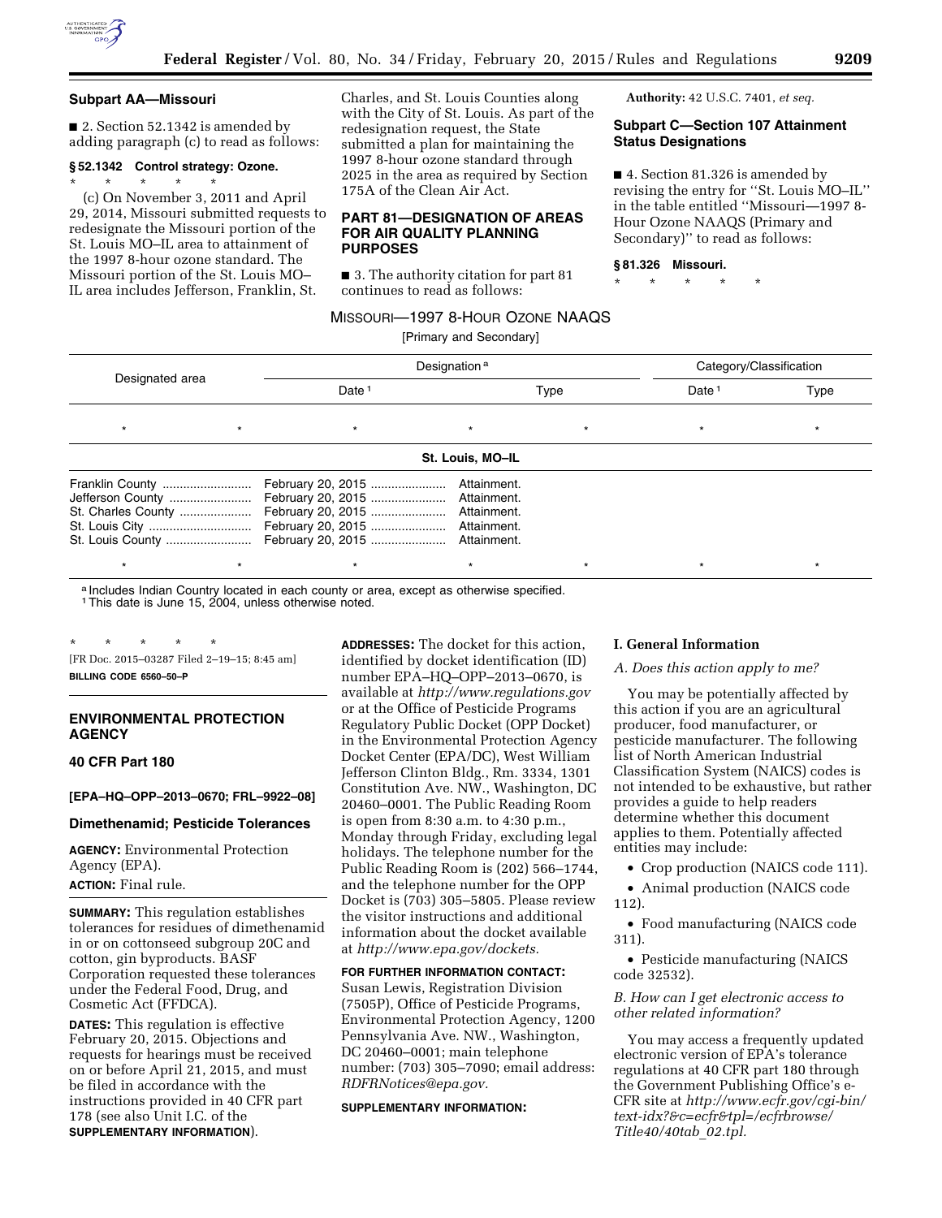### Subpart AA—Missouri

■ 2. Section 52.1342 is amended by adding paragraph (c) to read as follows:

**§ 52.1342 Control strategy: Ozone.**

\* \* \* \* \*

(c) On November 3, 2011 and April 29, 2014, Missouri submitted requests to redesignate the Missouri portion of the St. Louis MO–IL area to attainment of the 1997 8-hour ozone standard. The Missouri portion of the St. Louis MO–IL area includes Jefferson, Franklin, St. Charles, and St. Louis Counties along with the City of St. Louis. As part of the redesignation request, the State submitted a plan for maintaining the 1997 8-hour ozone standard through 2025 in the area as required by Section 175A of the Clean Air Act.

## PART 81—DESIGNATION OF AREAS FOR AIR QUALITY PLANNING PURPOSES

■ 3. The authority citation for part 81 continues to read as follows:

**Authority:** 42 U.S.C. 7401, *et seq.*

### Subpart C—Section 107 Attainment Status Designations

■ 4. Section 81.326 is amended by revising the entry for ''St. Louis MO–IL'' in the table entitled ''Missouri—1997 8-Hour Ozone NAAQS (Primary and Secondary)'' to read as follows:

**§ 81.326 Missouri.**

\* \* \* \* \*

MISSOURI—1997 8-HOUR OZONE NAAQS

[Primary and Secondary]

| Designated area | Designation [a] | | Category/Classification | |
|---|---|---|---|---|
| | Date [1] | Type | Date [1] | Type |
| \* \* | \* | \* \* | \* | \* |
| **St. Louis, MO–IL** | | | | |
| Franklin County | February 20, 2015 | Attainment. | | |
| Jefferson County | February 20, 2015 | Attainment. | | |
| St. Charles County | February 20, 2015 | Attainment. | | |
| St. Louis City | February 20, 2015 | Attainment. | | |
| St. Louis County | February 20, 2015 | Attainment. | | |
| \* \* | \* | \* \* | \* | \* |

[a] Includes Indian Country located in each county or area, except as otherwise specified.
[1] This date is June 15, 2004, unless otherwise noted.

\* \* \* \* \*

[FR Doc. 2015–03287 Filed 2–19–15; 8:45 am]

**BILLING CODE 6560–50–P**

## ENVIRONMENTAL PROTECTION AGENCY

### 40 CFR Part 180

**[EPA–HQ–OPP–2013–0670; FRL–9922–08]**

### Dimethenamid; Pesticide Tolerances

**AGENCY:** Environmental Protection Agency (EPA).

**ACTION:** Final rule.

**SUMMARY:** This regulation establishes tolerances for residues of dimethenamid in or on cottonseed subgroup 20C and cotton, gin byproducts. BASF Corporation requested these tolerances under the Federal Food, Drug, and Cosmetic Act (FFDCA).

**DATES:** This regulation is effective February 20, 2015. Objections and requests for hearings must be received on or before April 21, 2015, and must be filed in accordance with the instructions provided in 40 CFR part 178 (see also Unit I.C. of the **SUPPLEMENTARY INFORMATION**).

**ADDRESSES:** The docket for this action, identified by docket identification (ID) number EPA–HQ–OPP–2013–0670, is available at *http://www.regulations.gov* or at the Office of Pesticide Programs Regulatory Public Docket (OPP Docket) in the Environmental Protection Agency Docket Center (EPA/DC), West William Jefferson Clinton Bldg., Rm. 3334, 1301 Constitution Ave. NW., Washington, DC 20460–0001. The Public Reading Room is open from 8:30 a.m. to 4:30 p.m., Monday through Friday, excluding legal holidays. The telephone number for the Public Reading Room is (202) 566–1744, and the telephone number for the OPP Docket is (703) 305–5805. Please review the visitor instructions and additional information about the docket available at *http://www.epa.gov/dockets.*

**FOR FURTHER INFORMATION CONTACT:** Susan Lewis, Registration Division (7505P), Office of Pesticide Programs, Environmental Protection Agency, 1200 Pennsylvania Ave. NW., Washington, DC 20460–0001; main telephone number: (703) 305–7090; email address: *RDFRNotices@epa.gov.*

**SUPPLEMENTARY INFORMATION:**

### I. General Information

*A. Does this action apply to me?*

You may be potentially affected by this action if you are an agricultural producer, food manufacturer, or pesticide manufacturer. The following list of North American Industrial Classification System (NAICS) codes is not intended to be exhaustive, but rather provides a guide to help readers determine whether this document applies to them. Potentially affected entities may include:

- Crop production (NAICS code 111).
- Animal production (NAICS code 112).
- Food manufacturing (NAICS code 311).
- Pesticide manufacturing (NAICS code 32532).

*B. How can I get electronic access to other related information?*

You may access a frequently updated electronic version of EPA's tolerance regulations at 40 CFR part 180 through the Government Publishing Office's e-CFR site at *http://www.ecfr.gov/cgi-bin/text-idx?&c=ecfr&tpl=/ecfrbrowse/Title40/40tab_02.tpl.*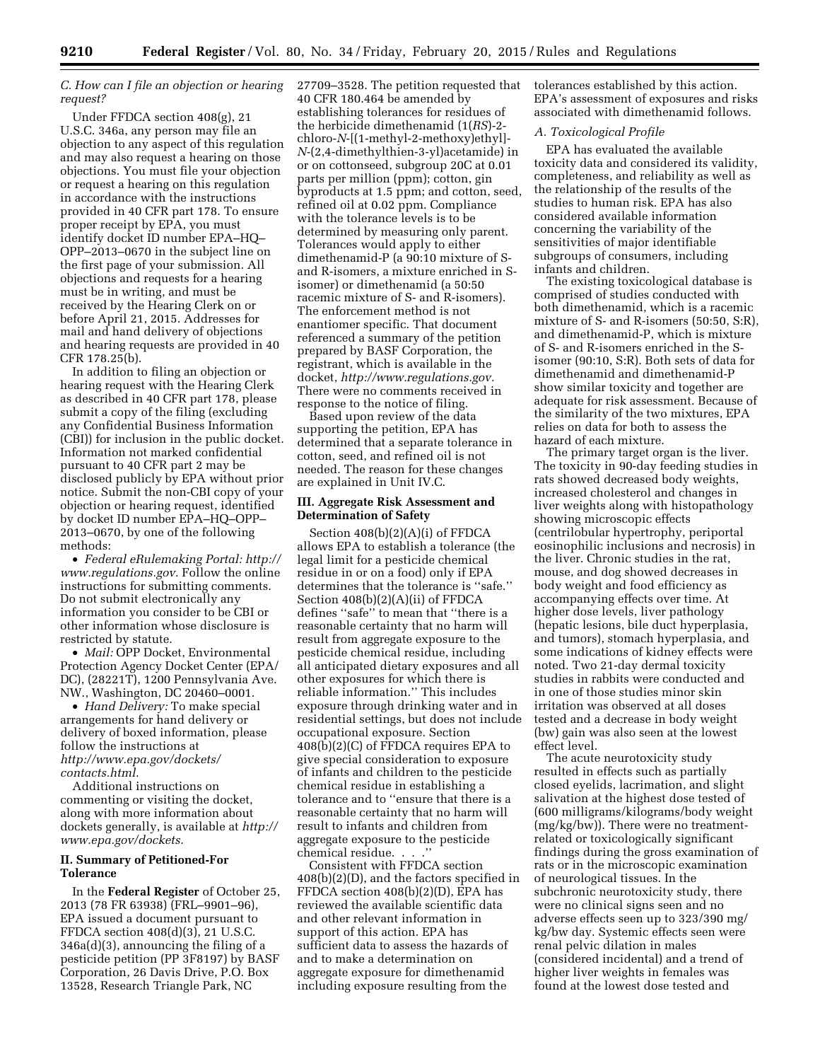### C. How can I file an objection or hearing request?

Under FFDCA section 408(g), 21 U.S.C. 346a, any person may file an objection to any aspect of this regulation and may also request a hearing on those objections. You must file your objection or request a hearing on this regulation in accordance with the instructions provided in 40 CFR part 178. To ensure proper receipt by EPA, you must identify docket ID number EPA–HQ–OPP–2013–0670 in the subject line on the first page of your submission. All objections and requests for a hearing must be in writing, and must be received by the Hearing Clerk on or before April 21, 2015. Addresses for mail and hand delivery of objections and hearing requests are provided in 40 CFR 178.25(b).

In addition to filing an objection or hearing request with the Hearing Clerk as described in 40 CFR part 178, please submit a copy of the filing (excluding any Confidential Business Information (CBI)) for inclusion in the public docket. Information not marked confidential pursuant to 40 CFR part 2 may be disclosed publicly by EPA without prior notice. Submit the non-CBI copy of your objection or hearing request, identified by docket ID number EPA–HQ–OPP–2013–0670, by one of the following methods:

- *Federal eRulemaking Portal: http://www.regulations.gov.* Follow the online instructions for submitting comments. Do not submit electronically any information you consider to be CBI or other information whose disclosure is restricted by statute.
- *Mail:* OPP Docket, Environmental Protection Agency Docket Center (EPA/DC), (28221T), 1200 Pennsylvania Ave. NW., Washington, DC 20460–0001.
- *Hand Delivery:* To make special arrangements for hand delivery or delivery of boxed information, please follow the instructions at *http://www.epa.gov/dockets/contacts.html.*

Additional instructions on commenting or visiting the docket, along with more information about dockets generally, is available at *http://www.epa.gov/dockets.*

## II. Summary of Petitioned-For Tolerance

In the **Federal Register** of October 25, 2013 (78 FR 63938) (FRL–9901–96), EPA issued a document pursuant to FFDCA section 408(d)(3), 21 U.S.C. 346a(d)(3), announcing the filing of a pesticide petition (PP 3F8197) by BASF Corporation, 26 Davis Drive, P.O. Box 13528, Research Triangle Park, NC 27709–3528. The petition requested that 40 CFR 180.464 be amended by establishing tolerances for residues of the herbicide dimethenamid (1(*RS*)-2-chloro-*N*-[(1-methyl-2-methoxy)ethyl]-*N*-(2,4-dimethylthien-3-yl)acetamide) in or on cottonseed, subgroup 20C at 0.01 parts per million (ppm); cotton, gin byproducts at 1.5 ppm; and cotton, seed, refined oil at 0.02 ppm. Compliance with the tolerance levels is to be determined by measuring only parent. Tolerances would apply to either dimethenamid-P (a 90:10 mixture of S- and R-isomers, a mixture enriched in S-isomer) or dimethenamid (a 50:50 racemic mixture of S- and R-isomers). The enforcement method is not enantiomer specific. That document referenced a summary of the petition prepared by BASF Corporation, the registrant, which is available in the docket, *http://www.regulations.gov.* There were no comments received in response to the notice of filing.

Based upon review of the data supporting the petition, EPA has determined that a separate tolerance in cotton, seed, and refined oil is not needed. The reason for these changes are explained in Unit IV.C.

## III. Aggregate Risk Assessment and Determination of Safety

Section 408(b)(2)(A)(i) of FFDCA allows EPA to establish a tolerance (the legal limit for a pesticide chemical residue in or on a food) only if EPA determines that the tolerance is "safe." Section 408(b)(2)(A)(ii) of FFDCA defines "safe" to mean that "there is a reasonable certainty that no harm will result from aggregate exposure to the pesticide chemical residue, including all anticipated dietary exposures and all other exposures for which there is reliable information." This includes exposure through drinking water and in residential settings, but does not include occupational exposure. Section 408(b)(2)(C) of FFDCA requires EPA to give special consideration to exposure of infants and children to the pesticide chemical residue in establishing a tolerance and to "ensure that there is a reasonable certainty that no harm will result to infants and children from aggregate exposure to the pesticide chemical residue. . . ."

Consistent with FFDCA section 408(b)(2)(D), and the factors specified in FFDCA section 408(b)(2)(D), EPA has reviewed the available scientific data and other relevant information in support of this action. EPA has sufficient data to assess the hazards of and to make a determination on aggregate exposure for dimethenamid including exposure resulting from the tolerances established by this action. EPA's assessment of exposures and risks associated with dimethenamid follows.

### A. Toxicological Profile

EPA has evaluated the available toxicity data and considered its validity, completeness, and reliability as well as the relationship of the results of the studies to human risk. EPA has also considered available information concerning the variability of the sensitivities of major identifiable subgroups of consumers, including infants and children.

The existing toxicological database is comprised of studies conducted with both dimethenamid, which is a racemic mixture of S- and R-isomers (50:50, S:R), and dimethenamid-P, which is mixture of S- and R-isomers enriched in the S-isomer (90:10, S:R). Both sets of data for dimethenamid and dimethenamid-P show similar toxicity and together are adequate for risk assessment. Because of the similarity of the two mixtures, EPA relies on data for both to assess the hazard of each mixture.

The primary target organ is the liver. The toxicity in 90-day feeding studies in rats showed decreased body weights, increased cholesterol and changes in liver weights along with histopathology showing microscopic effects (centrilobular hypertrophy, periportal eosinophilic inclusions and necrosis) in the liver. Chronic studies in the rat, mouse, and dog showed decreases in body weight and food efficiency as accompanying effects over time. At higher dose levels, liver pathology (hepatic lesions, bile duct hyperplasia, and tumors), stomach hyperplasia, and some indications of kidney effects were noted. Two 21-day dermal toxicity studies in rabbits were conducted and in one of those studies minor skin irritation was observed at all doses tested and a decrease in body weight (bw) gain was also seen at the lowest effect level.

The acute neurotoxicity study resulted in effects such as partially closed eyelids, lacrimation, and slight salivation at the highest dose tested of (600 milligrams/kilograms/body weight (mg/kg/bw)). There were no treatment-related or toxicologically significant findings during the gross examination of rats or in the microscopic examination of neurological tissues. In the subchronic neurotoxicity study, there were no clinical signs seen and no adverse effects seen up to 323/390 mg/kg/bw day. Systemic effects seen were renal pelvic dilation in males (considered incidental) and a trend of higher liver weights in females was found at the lowest dose tested and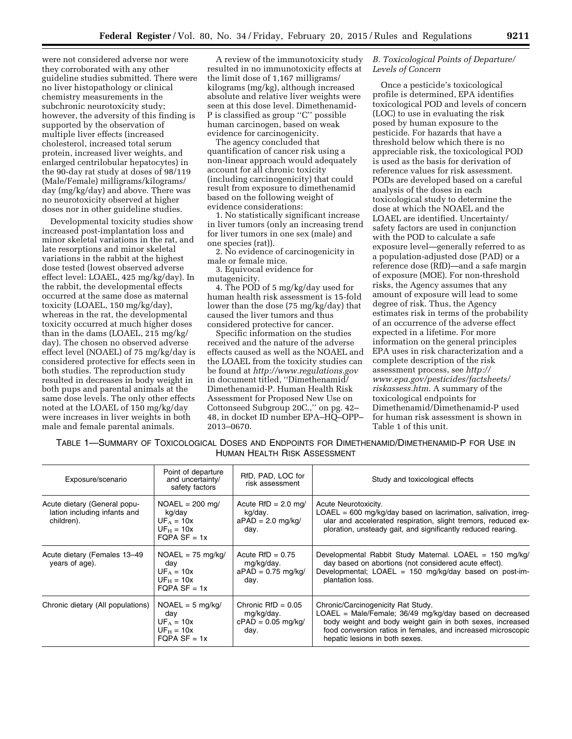were not considered adverse nor were they corroborated with any other guideline studies submitted. There were no liver histopathology or clinical chemistry measurements in the subchronic neurotoxicity study; however, the adversity of this finding is supported by the observation of multiple liver effects (increased cholesterol, increased total serum protein, increased liver weights, and enlarged centrilobular hepatocytes) in the 90-day rat study at doses of 98/119 (Male/Female) milligrams/kilograms/day (mg/kg/day) and above. There was no neurotoxicity observed at higher doses nor in other guideline studies.

Developmental toxicity studies show increased post-implantation loss and minor skeletal variations in the rat, and late resorptions and minor skeletal variations in the rabbit at the highest dose tested (lowest observed adverse effect level: LOAEL, 425 mg/kg/day). In the rabbit, the developmental effects occurred at the same dose as maternal toxicity (LOAEL, 150 mg/kg/day), whereas in the rat, the developmental toxicity occurred at much higher doses than in the dams (LOAEL, 215 mg/kg/day). The chosen no observed adverse effect level (NOAEL) of 75 mg/kg/day is considered protective for effects seen in both studies. The reproduction study resulted in decreases in body weight in both pups and parental animals at the same dose levels. The only other effects noted at the LOAEL of 150 mg/kg/day were increases in liver weights in both male and female parental animals.

A review of the immunotoxicity study resulted in no immunotoxicity effects at the limit dose of 1,167 milligrams/kilograms (mg/kg), although increased absolute and relative liver weights were seen at this dose level. Dimethenamid-P is classified as group "C" possible human carcinogen, based on weak evidence for carcinogenicity.

The agency concluded that quantification of cancer risk using a non-linear approach would adequately account for all chronic toxicity (including carcinogenicity) that could result from exposure to dimethenamid based on the following weight of evidence considerations:

1. No statistically significant increase in liver tumors (only an increasing trend for liver tumors in one sex (male) and one species (rat)).
2. No evidence of carcinogenicity in male or female mice.
3. Equivocal evidence for mutagenicity.
4. The POD of 5 mg/kg/day used for human health risk assessment is 15-fold lower than the dose (75 mg/kg/day) that caused the liver tumors and thus considered protective for cancer.

Specific information on the studies received and the nature of the adverse effects caused as well as the NOAEL and the LOAEL from the toxicity studies can be found at *http://www.regulations.gov* in document titled, "Dimethenamid/Dimethenamid-P. Human Health Risk Assessment for Proposed New Use on Cottonseed Subgroup 20C.," on pg. 42–48, in docket ID number EPA–HQ–OPP–2013–0670.

### *B. Toxicological Points of Departure/Levels of Concern*

Once a pesticide's toxicological profile is determined, EPA identifies toxicological POD and levels of concern (LOC) to use in evaluating the risk posed by human exposure to the pesticide. For hazards that have a threshold below which there is no appreciable risk, the toxicological POD is used as the basis for derivation of reference values for risk assessment. PODs are developed based on a careful analysis of the doses in each toxicological study to determine the dose at which the NOAEL and the LOAEL are identified. Uncertainty/safety factors are used in conjunction with the POD to calculate a safe exposure level—generally referred to as a population-adjusted dose (PAD) or a reference dose (RfD)—and a safe margin of exposure (MOE). For non-threshold risks, the Agency assumes that any amount of exposure will lead to some degree of risk. Thus, the Agency estimates risk in terms of the probability of an occurrence of the adverse effect expected in a lifetime. For more information on the general principles EPA uses in risk characterization and a complete description of the risk assessment process, see *http://www.epa.gov/pesticides/factsheets/riskassess.htm.* A summary of the toxicological endpoints for Dimethenamid/Dimethenamid-P used for human risk assessment is shown in Table 1 of this unit.

TABLE 1—SUMMARY OF TOXICOLOGICAL DOSES AND ENDPOINTS FOR DIMETHENAMID/DIMETHENAMID-P FOR USE IN HUMAN HEALTH RISK ASSESSMENT

| Exposure/scenario | Point of departure and uncertainty/safety factors | RfD, PAD, LOC for risk assessment | Study and toxicological effects |
|---|---|---|---|
| Acute dietary (General population including infants and children). | NOAEL = 200 mg/kg/day<br>$UF_A$ = 10x<br>$UF_H$ = 10x<br>FQPA SF = 1x | Acute RfD = 2.0 mg/kg/day.<br>aPAD = 2.0 mg/kg/day. | Acute Neurotoxicity.<br>LOAEL = 600 mg/kg/day based on lacrimation, salivation, irregular and accelerated respiration, slight tremors, reduced exploration, unsteady gait, and significantly reduced rearing. |
| Acute dietary (Females 13–49 years of age). | NOAEL = 75 mg/kg/day<br>$UF_A$ = 10x<br>$UF_H$ = 10x<br>FQPA SF = 1x | Acute RfD = 0.75 mg/kg/day.<br>aPAD = 0.75 mg/kg/day. | Developmental Rabbit Study Maternal. LOAEL = 150 mg/kg/day based on abortions (not considered acute effect).<br>Developmental; LOAEL = 150 mg/kg/day based on post-implantation loss. |
| Chronic dietary (All populations) | NOAEL = 5 mg/kg/day<br>$UF_A$ = 10x<br>$UF_H$ = 10x<br>FQPA SF = 1x | Chronic RfD = 0.05 mg/kg/day.<br>cPAD = 0.05 mg/kg/day. | Chronic/Carcinogenicity Rat Study.<br>LOAEL = Male/Female; 36/49 mg/kg/day based on decreased body weight and body weight gain in both sexes, increased food conversion ratios in females, and increased microscopic hepatic lesions in both sexes. |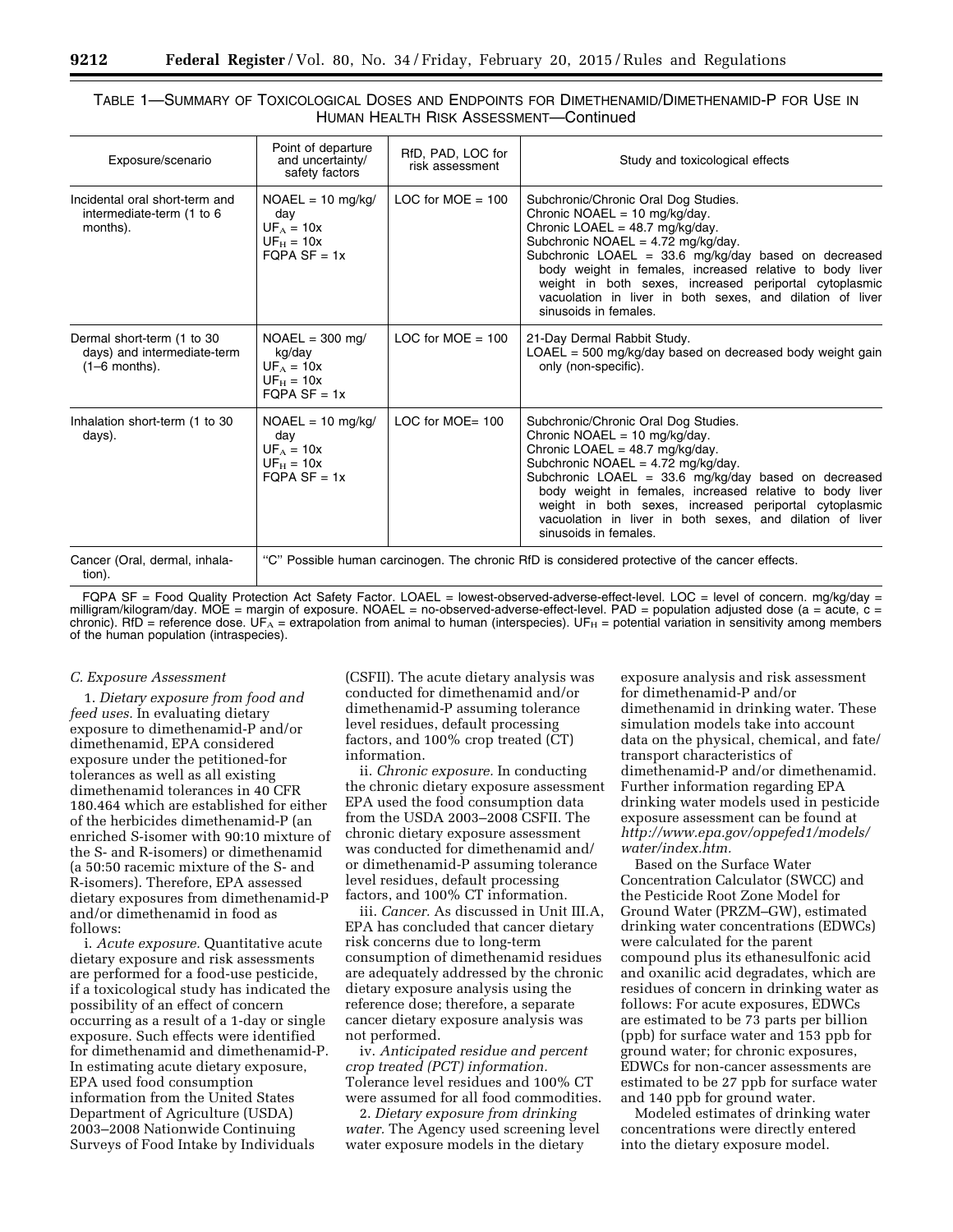TABLE 1—SUMMARY OF TOXICOLOGICAL DOSES AND ENDPOINTS FOR DIMETHENAMID/DIMETHENAMID-P FOR USE IN HUMAN HEALTH RISK ASSESSMENT—Continued

| Exposure/scenario | Point of departure and uncertainty/safety factors | RfD, PAD, LOC for risk assessment | Study and toxicological effects |
| --- | --- | --- | --- |
| Incidental oral short-term and intermediate-term (1 to 6 months). | NOAEL = 10 mg/kg/day $UF_A$ = 10x $UF_H$ = 10x FQPA SF = 1x | LOC for MOE = 100 | Subchronic/Chronic Oral Dog Studies. Chronic NOAEL = 10 mg/kg/day. Chronic LOAEL = 48.7 mg/kg/day. Subchronic NOAEL = 4.72 mg/kg/day. Subchronic LOAEL = 33.6 mg/kg/day based on decreased body weight in females, increased relative to body liver weight in both sexes, increased periportal cytoplasmic vacuolation in liver in both sexes, and dilation of liver sinusoids in females. |
| Dermal short-term (1 to 30 days) and intermediate-term (1–6 months). | NOAEL = 300 mg/kg/day $UF_A$ = 10x $UF_H$ = 10x FQPA SF = 1x | LOC for MOE = 100 | 21-Day Dermal Rabbit Study. LOAEL = 500 mg/kg/day based on decreased body weight gain only (non-specific). |
| Inhalation short-term (1 to 30 days). | NOAEL = 10 mg/kg/day $UF_A$ = 10x $UF_H$ = 10x FQPA SF = 1x | LOC for MOE= 100 | Subchronic/Chronic Oral Dog Studies. Chronic NOAEL = 10 mg/kg/day. Chronic LOAEL = 48.7 mg/kg/day. Subchronic NOAEL = 4.72 mg/kg/day. Subchronic LOAEL = 33.6 mg/kg/day based on decreased body weight in females, increased relative to body liver weight in both sexes, increased periportal cytoplasmic vacuolation in liver in both sexes, and dilation of liver sinusoids in females. |
| Cancer (Oral, dermal, inhalation). | "C" Possible human carcinogen. The chronic RfD is considered protective of the cancer effects. | | |

FQPA SF = Food Quality Protection Act Safety Factor. LOAEL = lowest-observed-adverse-effect-level. LOC = level of concern. mg/kg/day = milligram/kilogram/day. MOE = margin of exposure. NOAEL = no-observed-adverse-effect-level. PAD = population adjusted dose (a = acute, c = chronic). RfD = reference dose. $UF_A$ = extrapolation from animal to human (interspecies). $UF_H$ = potential variation in sensitivity among members of the human population (intraspecies).

*C. Exposure Assessment*

1. *Dietary exposure from food and feed uses.* In evaluating dietary exposure to dimethenamid-P and/or dimethenamid, EPA considered exposure under the petitioned-for tolerances as well as all existing dimethenamid tolerances in 40 CFR 180.464 which are established for either of the herbicides dimethenamid-P (an enriched S-isomer with 90:10 mixture of the S- and R-isomers) or dimethenamid (a 50:50 racemic mixture of the S- and R-isomers). Therefore, EPA assessed dietary exposures from dimethenamid-P and/or dimethenamid in food as follows:

i. *Acute exposure.* Quantitative acute dietary exposure and risk assessments are performed for a food-use pesticide, if a toxicological study has indicated the possibility of an effect of concern occurring as a result of a 1-day or single exposure. Such effects were identified for dimethenamid and dimethenamid-P. In estimating acute dietary exposure, EPA used food consumption information from the United States Department of Agriculture (USDA) 2003–2008 Nationwide Continuing Surveys of Food Intake by Individuals (CSFII). The acute dietary analysis was conducted for dimethenamid and/or dimethenamid-P assuming tolerance level residues, default processing factors, and 100% crop treated (CT) information.

ii. *Chronic exposure.* In conducting the chronic dietary exposure assessment EPA used the food consumption data from the USDA 2003–2008 CSFII. The chronic dietary exposure assessment was conducted for dimethenamid and/or dimethenamid-P assuming tolerance level residues, default processing factors, and 100% CT information.

iii. *Cancer.* As discussed in Unit III.A, EPA has concluded that cancer dietary risk concerns due to long-term consumption of dimethenamid residues are adequately addressed by the chronic dietary exposure analysis using the reference dose; therefore, a separate cancer dietary exposure analysis was not performed.

iv. *Anticipated residue and percent crop treated (PCT) information.* Tolerance level residues and 100% CT were assumed for all food commodities.

2. *Dietary exposure from drinking water.* The Agency used screening level water exposure models in the dietary exposure analysis and risk assessment for dimethenamid-P and/or dimethenamid in drinking water. These simulation models take into account data on the physical, chemical, and fate/transport characteristics of dimethenamid-P and/or dimethenamid. Further information regarding EPA drinking water models used in pesticide exposure assessment can be found at *http://www.epa.gov/oppefed1/models/water/index.htm.*

Based on the Surface Water Concentration Calculator (SWCC) and the Pesticide Root Zone Model for Ground Water (PRZM–GW), estimated drinking water concentrations (EDWCs) were calculated for the parent compound plus its ethanesulfonic acid and oxanilic acid degradates, which are residues of concern in drinking water as follows: For acute exposures, EDWCs are estimated to be 73 parts per billion (ppb) for surface water and 153 ppb for ground water; for chronic exposures, EDWCs for non-cancer assessments are estimated to be 27 ppb for surface water and 140 ppb for ground water.

Modeled estimates of drinking water concentrations were directly entered into the dietary exposure model.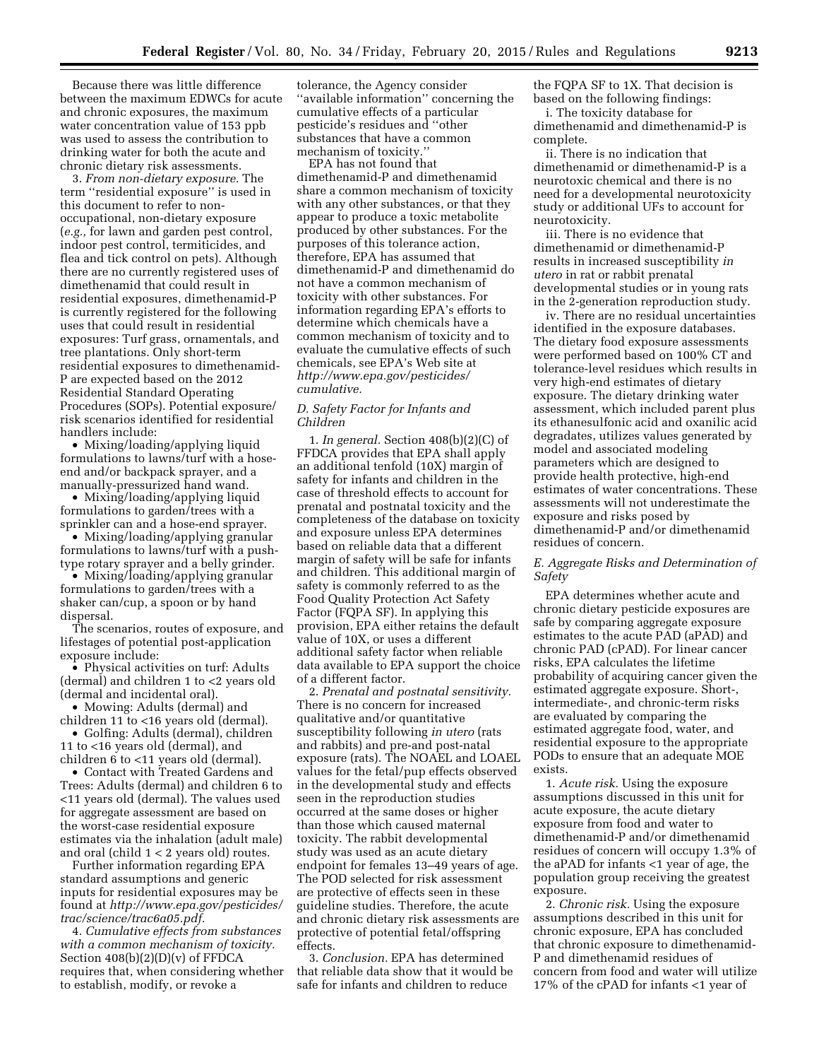Because there was little difference between the maximum EDWCs for acute and chronic exposures, the maximum water concentration value of 153 ppb was used to assess the contribution to drinking water for both the acute and chronic dietary risk assessments.

3. *From non-dietary exposure.* The term ''residential exposure'' is used in this document to refer to non-occupational, non-dietary exposure (*e.g.,* for lawn and garden pest control, indoor pest control, termiticides, and flea and tick control on pets). Although there are no currently registered uses of dimethenamid that could result in residential exposures, dimethenamid-P is currently registered for the following uses that could result in residential exposures: Turf grass, ornamentals, and tree plantations. Only short-term residential exposures to dimethenamid-P are expected based on the 2012 Residential Standard Operating Procedures (SOPs). Potential exposure/risk scenarios identified for residential handlers include:

- Mixing/loading/applying liquid formulations to lawns/turf with a hose-end and/or backpack sprayer, and a manually-pressurized hand wand.
- Mixing/loading/applying liquid formulations to garden/trees with a sprinkler can and a hose-end sprayer.
- Mixing/loading/applying granular formulations to lawns/turf with a push-type rotary sprayer and a belly grinder.
- Mixing/loading/applying granular formulations to garden/trees with a shaker can/cup, a spoon or by hand dispersal.

The scenarios, routes of exposure, and lifestages of potential post-application exposure include:

- Physical activities on turf: Adults (dermal) and children 1 to <2 years old (dermal and incidental oral).
- Mowing: Adults (dermal) and children 11 to <16 years old (dermal).
- Golfing: Adults (dermal), children 11 to <16 years old (dermal), and children 6 to <11 years old (dermal).
- Contact with Treated Gardens and Trees: Adults (dermal) and children 6 to <11 years old (dermal). The values used for aggregate assessment are based on the worst-case residential exposure estimates via the inhalation (adult male) and oral (child 1 < 2 years old) routes.

Further information regarding EPA standard assumptions and generic inputs for residential exposures may be found at *http://www.epa.gov/pesticides/trac/science/trac6a05.pdf.*

4. *Cumulative effects from substances with a common mechanism of toxicity.* Section 408(b)(2)(D)(v) of FFDCA requires that, when considering whether to establish, modify, or revoke a tolerance, the Agency consider ''available information'' concerning the cumulative effects of a particular pesticide's residues and ''other substances that have a common mechanism of toxicity.''

EPA has not found that dimethenamid-P and dimethenamid share a common mechanism of toxicity with any other substances, or that they appear to produce a toxic metabolite produced by other substances. For the purposes of this tolerance action, therefore, EPA has assumed that dimethenamid-P and dimethenamid do not have a common mechanism of toxicity with other substances. For information regarding EPA's efforts to determine which chemicals have a common mechanism of toxicity and to evaluate the cumulative effects of such chemicals, see EPA's Web site at *http://www.epa.gov/pesticides/cumulative.*

### *D. Safety Factor for Infants and Children*

1. *In general.* Section 408(b)(2)(C) of FFDCA provides that EPA shall apply an additional tenfold (10X) margin of safety for infants and children in the case of threshold effects to account for prenatal and postnatal toxicity and the completeness of the database on toxicity and exposure unless EPA determines based on reliable data that a different margin of safety will be safe for infants and children. This additional margin of safety is commonly referred to as the Food Quality Protection Act Safety Factor (FQPA SF). In applying this provision, EPA either retains the default value of 10X, or uses a different additional safety factor when reliable data available to EPA support the choice of a different factor.

2. *Prenatal and postnatal sensitivity.* There is no concern for increased qualitative and/or quantitative susceptibility following *in utero* (rats and rabbits) and pre-and post-natal exposure (rats). The NOAEL and LOAEL values for the fetal/pup effects observed in the developmental study and effects seen in the reproduction studies occurred at the same doses or higher than those which caused maternal toxicity. The rabbit developmental study was used as an acute dietary endpoint for females 13–49 years of age. The POD selected for risk assessment are protective of effects seen in these guideline studies. Therefore, the acute and chronic dietary risk assessments are protective of potential fetal/offspring effects.

3. *Conclusion.* EPA has determined that reliable data show that it would be safe for infants and children to reduce the FQPA SF to 1X. That decision is based on the following findings:

i. The toxicity database for dimethenamid and dimethenamid-P is complete.

ii. There is no indication that dimethenamid or dimethenamid-P is a neurotoxic chemical and there is no need for a developmental neurotoxicity study or additional UFs to account for neurotoxicity.

iii. There is no evidence that dimethenamid or dimethenamid-P results in increased susceptibility *in utero* in rat or rabbit prenatal developmental studies or in young rats in the 2-generation reproduction study.

iv. There are no residual uncertainties identified in the exposure databases. The dietary food exposure assessments were performed based on 100% CT and tolerance-level residues which results in very high-end estimates of dietary exposure. The dietary drinking water assessment, which included parent plus its ethanesulfonic acid and oxanilic acid degradates, utilizes values generated by model and associated modeling parameters which are designed to provide health protective, high-end estimates of water concentrations. These assessments will not underestimate the exposure and risks posed by dimethenamid-P and/or dimethenamid residues of concern.

### *E. Aggregate Risks and Determination of Safety*

EPA determines whether acute and chronic dietary pesticide exposures are safe by comparing aggregate exposure estimates to the acute PAD (aPAD) and chronic PAD (cPAD). For linear cancer risks, EPA calculates the lifetime probability of acquiring cancer given the estimated aggregate exposure. Short-, intermediate-, and chronic-term risks are evaluated by comparing the estimated aggregate food, water, and residential exposure to the appropriate PODs to ensure that an adequate MOE exists.

1. *Acute risk.* Using the exposure assumptions discussed in this unit for acute exposure, the acute dietary exposure from food and water to dimethenamid-P and/or dimethenamid residues of concern will occupy 1.3% of the aPAD for infants <1 year of age, the population group receiving the greatest exposure.

2. *Chronic risk.* Using the exposure assumptions described in this unit for chronic exposure, EPA has concluded that chronic exposure to dimethenamid-P and dimethenamid residues of concern from food and water will utilize 17% of the cPAD for infants <1 year of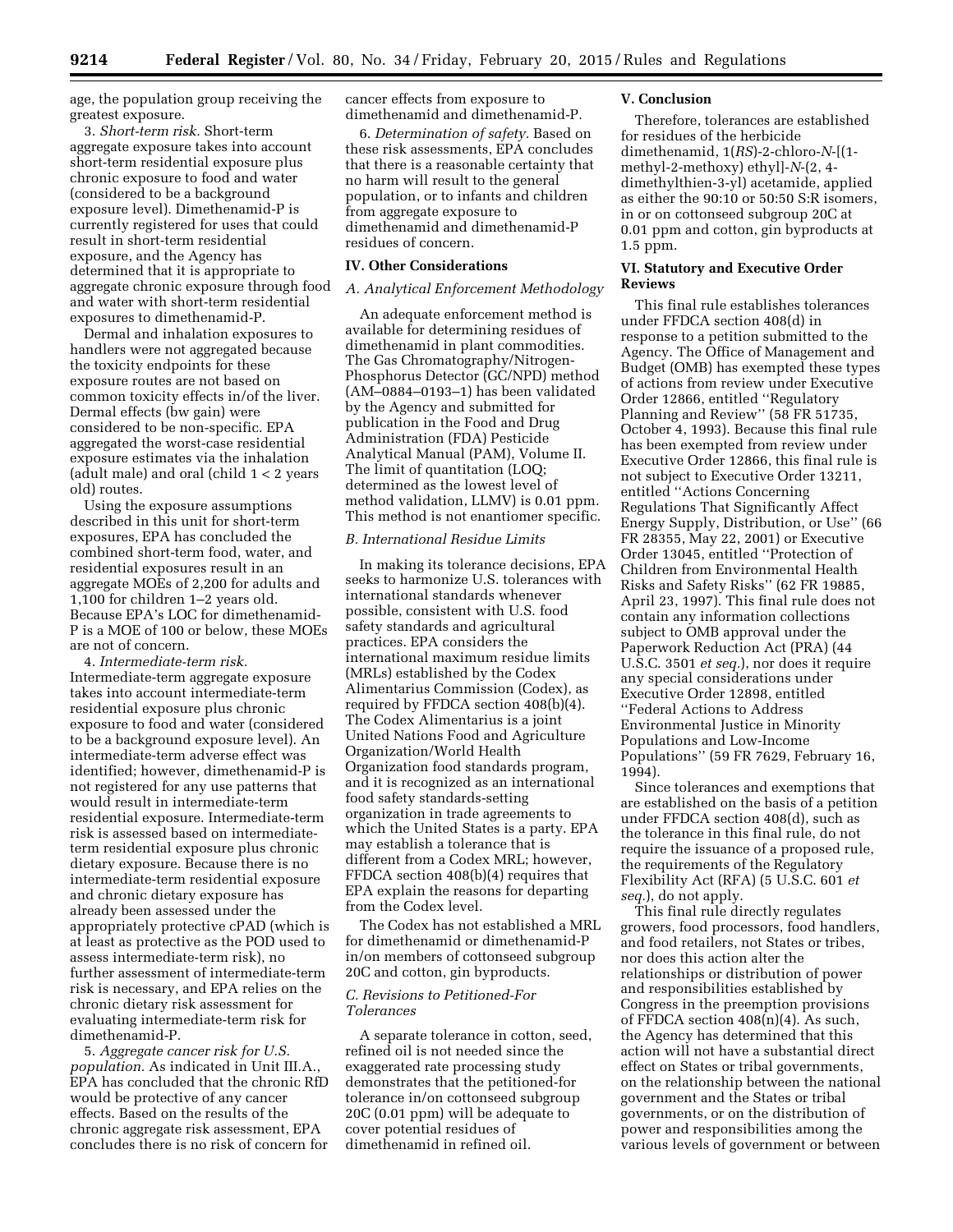age, the population group receiving the greatest exposure.

3. *Short-term risk.* Short-term aggregate exposure takes into account short-term residential exposure plus chronic exposure to food and water (considered to be a background exposure level). Dimethenamid-P is currently registered for uses that could result in short-term residential exposure, and the Agency has determined that it is appropriate to aggregate chronic exposure through food and water with short-term residential exposures to dimethenamid-P.

Dermal and inhalation exposures to handlers were not aggregated because the toxicity endpoints for these exposure routes are not based on common toxicity effects in/of the liver. Dermal effects (bw gain) were considered to be non-specific. EPA aggregated the worst-case residential exposure estimates via the inhalation (adult male) and oral (child 1 < 2 years old) routes.

Using the exposure assumptions described in this unit for short-term exposures, EPA has concluded the combined short-term food, water, and residential exposures result in an aggregate MOEs of 2,200 for adults and 1,100 for children 1–2 years old. Because EPA's LOC for dimethenamid-P is a MOE of 100 or below, these MOEs are not of concern.

4. *Intermediate-term risk.* Intermediate-term aggregate exposure takes into account intermediate-term residential exposure plus chronic exposure to food and water (considered to be a background exposure level). An intermediate-term adverse effect was identified; however, dimethenamid-P is not registered for any use patterns that would result in intermediate-term residential exposure. Intermediate-term risk is assessed based on intermediate-term residential exposure plus chronic dietary exposure. Because there is no intermediate-term residential exposure and chronic dietary exposure has already been assessed under the appropriately protective cPAD (which is at least as protective as the POD used to assess intermediate-term risk), no further assessment of intermediate-term risk is necessary, and EPA relies on the chronic dietary risk assessment for evaluating intermediate-term risk for dimethenamid-P.

5. *Aggregate cancer risk for U.S. population.* As indicated in Unit III.A., EPA has concluded that the chronic RfD would be protective of any cancer effects. Based on the results of the chronic aggregate risk assessment, EPA concludes there is no risk of concern for cancer effects from exposure to dimethenamid and dimethenamid-P.

6. *Determination of safety.* Based on these risk assessments, EPA concludes that there is a reasonable certainty that no harm will result to the general population, or to infants and children from aggregate exposure to dimethenamid and dimethenamid-P residues of concern.

## IV. Other Considerations

### *A. Analytical Enforcement Methodology*

An adequate enforcement method is available for determining residues of dimethenamid in plant commodities. The Gas Chromatography/Nitrogen-Phosphorus Detector (GC/NPD) method (AM–0884–0193–1) has been validated by the Agency and submitted for publication in the Food and Drug Administration (FDA) Pesticide Analytical Manual (PAM), Volume II. The limit of quantitation (LOQ; determined as the lowest level of method validation, LLMV) is 0.01 ppm. This method is not enantiomer specific.

### *B. International Residue Limits*

In making its tolerance decisions, EPA seeks to harmonize U.S. tolerances with international standards whenever possible, consistent with U.S. food safety standards and agricultural practices. EPA considers the international maximum residue limits (MRLs) established by the Codex Alimentarius Commission (Codex), as required by FFDCA section 408(b)(4). The Codex Alimentarius is a joint United Nations Food and Agriculture Organization/World Health Organization food standards program, and it is recognized as an international food safety standards-setting organization in trade agreements to which the United States is a party. EPA may establish a tolerance that is different from a Codex MRL; however, FFDCA section 408(b)(4) requires that EPA explain the reasons for departing from the Codex level.

The Codex has not established a MRL for dimethenamid or dimethenamid-P in/on members of cottonseed subgroup 20C and cotton, gin byproducts.

### *C. Revisions to Petitioned-For Tolerances*

A separate tolerance in cotton, seed, refined oil is not needed since the exaggerated rate processing study demonstrates that the petitioned-for tolerance in/on cottonseed subgroup 20C (0.01 ppm) will be adequate to cover potential residues of dimethenamid in refined oil.

## V. Conclusion

Therefore, tolerances are established for residues of the herbicide dimethenamid, 1(*RS*)-2-chloro-*N*-[(1-methyl-2-methoxy) ethyl]-*N*-(2, 4-dimethylthien-3-yl) acetamide, applied as either the 90:10 or 50:50 S:R isomers, in or on cottonseed subgroup 20C at 0.01 ppm and cotton, gin byproducts at 1.5 ppm.

## VI. Statutory and Executive Order Reviews

This final rule establishes tolerances under FFDCA section 408(d) in response to a petition submitted to the Agency. The Office of Management and Budget (OMB) has exempted these types of actions from review under Executive Order 12866, entitled "Regulatory Planning and Review" (58 FR 51735, October 4, 1993). Because this final rule has been exempted from review under Executive Order 12866, this final rule is not subject to Executive Order 13211, entitled "Actions Concerning Regulations That Significantly Affect Energy Supply, Distribution, or Use" (66 FR 28355, May 22, 2001) or Executive Order 13045, entitled "Protection of Children from Environmental Health Risks and Safety Risks" (62 FR 19885, April 23, 1997). This final rule does not contain any information collections subject to OMB approval under the Paperwork Reduction Act (PRA) (44 U.S.C. 3501 *et seq.*), nor does it require any special considerations under Executive Order 12898, entitled "Federal Actions to Address Environmental Justice in Minority Populations and Low-Income Populations" (59 FR 7629, February 16, 1994).

Since tolerances and exemptions that are established on the basis of a petition under FFDCA section 408(d), such as the tolerance in this final rule, do not require the issuance of a proposed rule, the requirements of the Regulatory Flexibility Act (RFA) (5 U.S.C. 601 *et seq.*), do not apply.

This final rule directly regulates growers, food processors, food handlers, and food retailers, not States or tribes, nor does this action alter the relationships or distribution of power and responsibilities established by Congress in the preemption provisions of FFDCA section 408(n)(4). As such, the Agency has determined that this action will not have a substantial direct effect on States or tribal governments, on the relationship between the national government and the States or tribal governments, or on the distribution of power and responsibilities among the various levels of government or between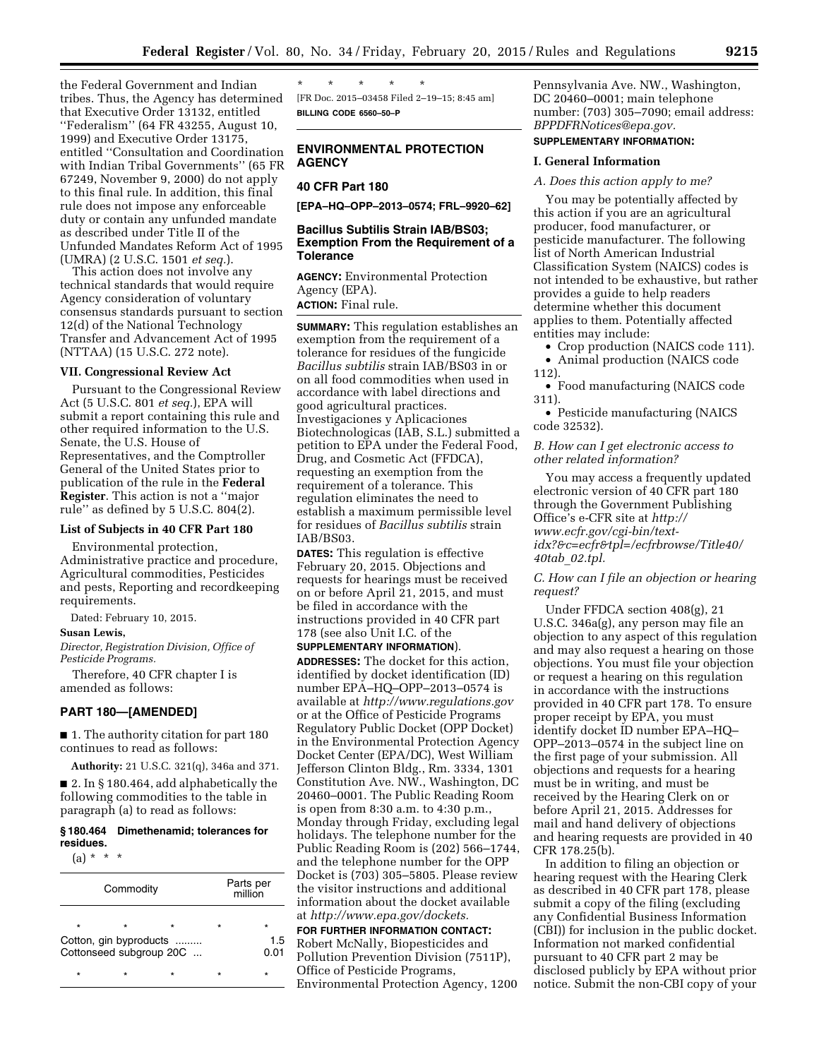the Federal Government and Indian tribes. Thus, the Agency has determined that Executive Order 13132, entitled ''Federalism'' (64 FR 43255, August 10, 1999) and Executive Order 13175, entitled ''Consultation and Coordination with Indian Tribal Governments'' (65 FR 67249, November 9, 2000) do not apply to this final rule. In addition, this final rule does not impose any enforceable duty or contain any unfunded mandate as described under Title II of the Unfunded Mandates Reform Act of 1995 (UMRA) (2 U.S.C. 1501 *et seq.*).

This action does not involve any technical standards that would require Agency consideration of voluntary consensus standards pursuant to section 12(d) of the National Technology Transfer and Advancement Act of 1995 (NTTAA) (15 U.S.C. 272 note).

### VII. Congressional Review Act

Pursuant to the Congressional Review Act (5 U.S.C. 801 *et seq.*), EPA will submit a report containing this rule and other required information to the U.S. Senate, the U.S. House of Representatives, and the Comptroller General of the United States prior to publication of the rule in the **Federal Register**. This action is not a ''major rule'' as defined by 5 U.S.C. 804(2).

### List of Subjects in 40 CFR Part 180

Environmental protection, Administrative practice and procedure, Agricultural commodities, Pesticides and pests, Reporting and recordkeeping requirements.

Dated: February 10, 2015.

**Susan Lewis,**

*Director, Registration Division, Office of Pesticide Programs.*

Therefore, 40 CFR chapter I is amended as follows:

### PART 180—[AMENDED]

■ 1. The authority citation for part 180 continues to read as follows:

**Authority:** 21 U.S.C. 321(q), 346a and 371.

■ 2. In § 180.464, add alphabetically the following commodities to the table in paragraph (a) to read as follows:

**§ 180.464 Dimethenamid; tolerances for residues.**

(a) * * *

| Commodity | Parts per million |
|---|---|
| * * * * | * |
| Cotton, gin byproducts ......... | 1.5 |
| Cottonseed subgroup 20C ... | 0.01 |
| * * * * | * |

\* \* \* \* \*

[FR Doc. 2015–03458 Filed 2–19–15; 8:45 am]

**BILLING CODE 6560–50–P**

## ENVIRONMENTAL PROTECTION AGENCY

### 40 CFR Part 180

**[EPA–HQ–OPP–2013–0574; FRL–9920–62]**

### Bacillus Subtilis Strain IAB/BS03; Exemption From the Requirement of a Tolerance

**AGENCY:** Environmental Protection Agency (EPA).

**ACTION:** Final rule.

**SUMMARY:** This regulation establishes an exemption from the requirement of a tolerance for residues of the fungicide *Bacillus subtilis* strain IAB/BS03 in or on all food commodities when used in accordance with label directions and good agricultural practices. Investigaciones y Aplicaciones Biotechnologicas (IAB, S.L.) submitted a petition to EPA under the Federal Food, Drug, and Cosmetic Act (FFDCA), requesting an exemption from the requirement of a tolerance. This regulation eliminates the need to establish a maximum permissible level for residues of *Bacillus subtilis* strain IAB/BS03.

**DATES:** This regulation is effective February 20, 2015. Objections and requests for hearings must be received on or before April 21, 2015, and must be filed in accordance with the instructions provided in 40 CFR part 178 (see also Unit I.C. of the **SUPPLEMENTARY INFORMATION**).

**ADDRESSES:** The docket for this action, identified by docket identification (ID) number EPA–HQ–OPP–2013–0574 is available at *http://www.regulations.gov* or at the Office of Pesticide Programs Regulatory Public Docket (OPP Docket) in the Environmental Protection Agency Docket Center (EPA/DC), West William Jefferson Clinton Bldg., Rm. 3334, 1301 Constitution Ave. NW., Washington, DC 20460–0001. The Public Reading Room is open from 8:30 a.m. to 4:30 p.m., Monday through Friday, excluding legal holidays. The telephone number for the Public Reading Room is (202) 566–1744, and the telephone number for the OPP Docket is (703) 305–5805. Please review the visitor instructions and additional information about the docket available at *http://www.epa.gov/dockets.*

**FOR FURTHER INFORMATION CONTACT:** Robert McNally, Biopesticides and Pollution Prevention Division (7511P), Office of Pesticide Programs, Environmental Protection Agency, 1200 Pennsylvania Ave. NW., Washington, DC 20460–0001; main telephone number: (703) 305–7090; email address: *BPPDFRNotices@epa.gov.*

**SUPPLEMENTARY INFORMATION:**

### I. General Information

*A. Does this action apply to me?*

You may be potentially affected by this action if you are an agricultural producer, food manufacturer, or pesticide manufacturer. The following list of North American Industrial Classification System (NAICS) codes is not intended to be exhaustive, but rather provides a guide to help readers determine whether this document applies to them. Potentially affected entities may include:

- Crop production (NAICS code 111).
- Animal production (NAICS code 112).
- Food manufacturing (NAICS code 311).
- Pesticide manufacturing (NAICS code 32532).

*B. How can I get electronic access to other related information?*

You may access a frequently updated electronic version of 40 CFR part 180 through the Government Publishing Office's e-CFR site at *http://www.ecfr.gov/cgi-bin/text-idx?&c=ecfr&tpl=/ecfrbrowse/Title40/40tab_02.tpl.*

*C. How can I file an objection or hearing request?*

Under FFDCA section 408(g), 21 U.S.C. 346a(g), any person may file an objection to any aspect of this regulation and may also request a hearing on those objections. You must file your objection or request a hearing on this regulation in accordance with the instructions provided in 40 CFR part 178. To ensure proper receipt by EPA, you must identify docket ID number EPA–HQ–OPP–2013–0574 in the subject line on the first page of your submission. All objections and requests for a hearing must be in writing, and must be received by the Hearing Clerk on or before April 21, 2015. Addresses for mail and hand delivery of objections and hearing requests are provided in 40 CFR 178.25(b).

In addition to filing an objection or hearing request with the Hearing Clerk as described in 40 CFR part 178, please submit a copy of the filing (excluding any Confidential Business Information (CBI)) for inclusion in the public docket. Information not marked confidential pursuant to 40 CFR part 2 may be disclosed publicly by EPA without prior notice. Submit the non-CBI copy of your